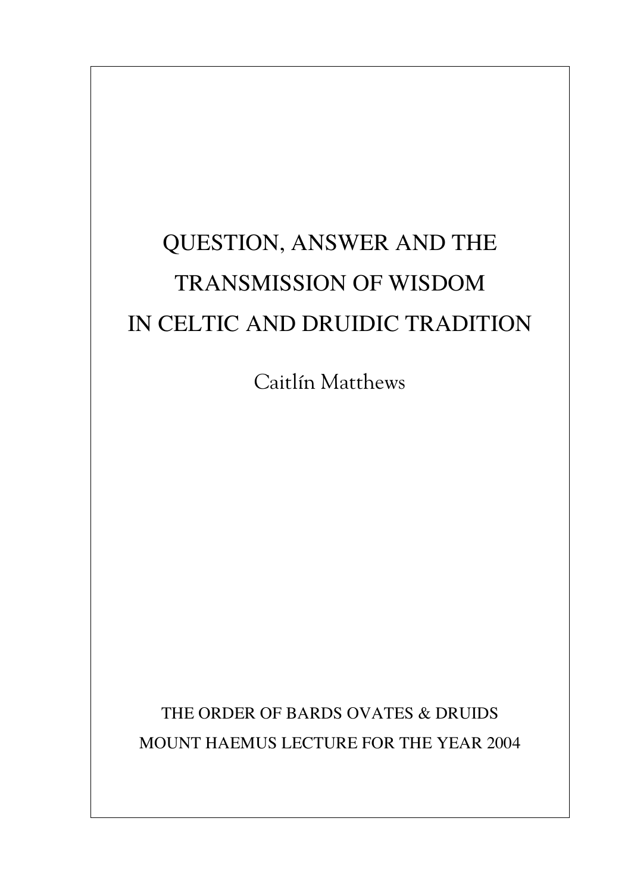# QUESTION, ANSWER AND THE TRANSMISSION OF WISDOM IN CELTIC AND DRUIDIC TRADITION

Caitlín Matthews

THE ORDER OF BARDS OVATES & DRUIDS

MOUNT HAEMUS LECTURE FOR THE YEAR 2004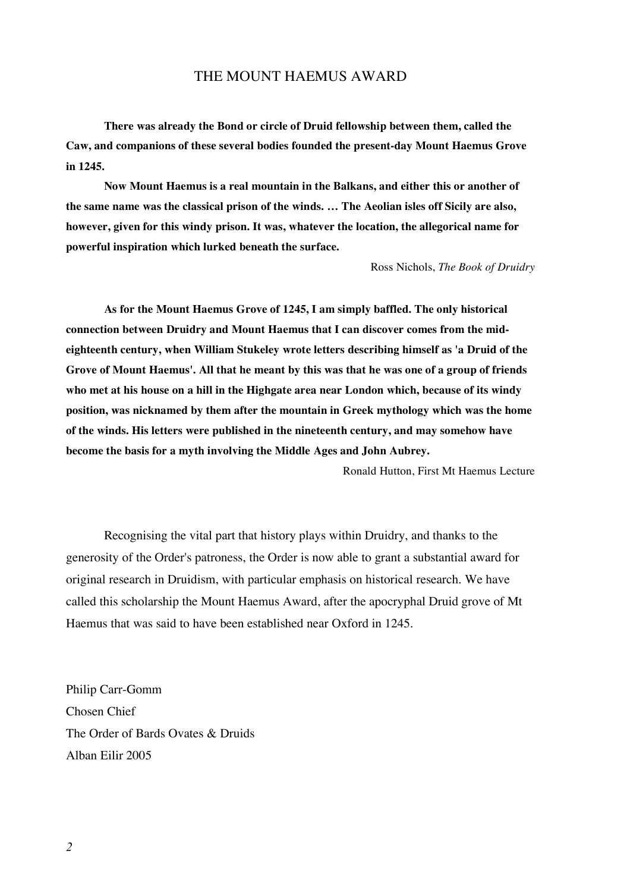# THE MOUNT HAEMUS AWARD

**There was already the Bond or circle of Druid fellowship between them, called the Caw, and companions of these several bodies founded the present-day Mount Haemus Grove in 1245.**

**Now Mount Haemus is a real mountain in the Balkans, and either this or another of the same name was the classical prison of the winds. … The Aeolian isles off Sicily are also, however, given for this windy prison. It was, whatever the location, the allegorical name for powerful inspiration which lurked beneath the surface.**

Ross Nichols, *The Book of Druidry*

**As for the Mount Haemus Grove of 1245, I am simply baffled. The only historical connection between Druidry and Mount Haemus that I can discover comes from the mid-eighteenth century, when William Stukeley wrote letters describing himself as 'a Druid of the Grove of Mount Haemus'. All that he meant by this was that he was one of a group of friends who met at his house on a hill in the Highgate area near London which, because of its windy position, was nicknamed by them after the mountain in Greek mythology which was the home of the winds. His letters were published in the nineteenth century, and may somehow have become the basis for a myth involving the Middle Ages and John Aubrey.**

Ronald Hutton, First Mt Haemus Lecture

Recognising the vital part that history plays within Druidry, and thanks to the generosity of the Order's patroness, the Order is now able to grant a substantial award for original research in Druidism, with particular emphasis on historical research. We have called this scholarship the Mount Haemus Award, after the apocryphal Druid grove of Mt Haemus that was said to have been established near Oxford in 1245.

Philip Carr-Gomm
Chosen Chief
The Order of Bards Ovates & Druids
Alban Eilir 2005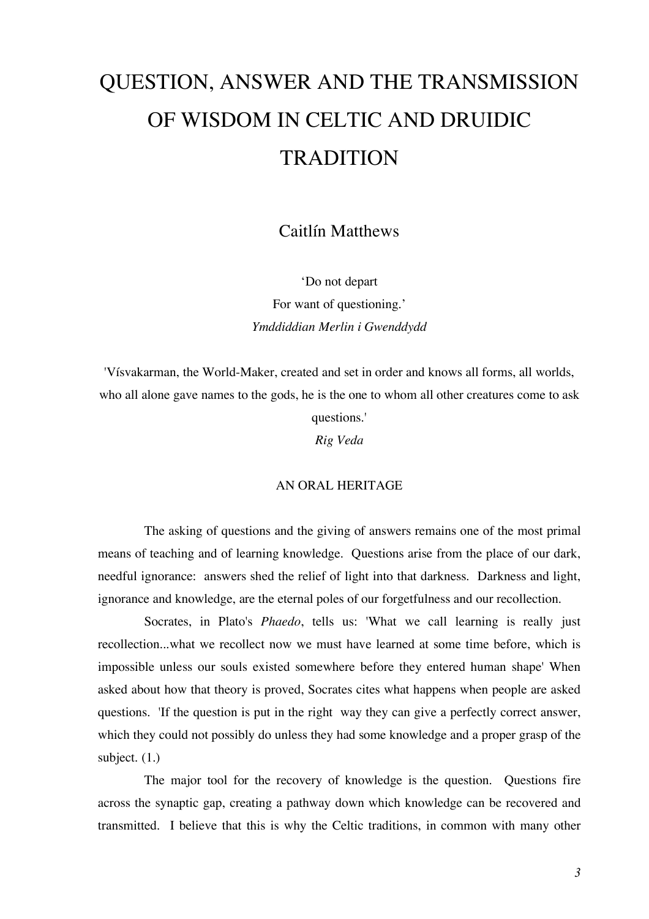# QUESTION, ANSWER AND THE TRANSMISSION OF WISDOM IN CELTIC AND DRUIDIC TRADITION

Caitlín Matthews

'Do not depart
For want of questioning.'
*Ymddiddian Merlin i Gwenddydd*

'Vísvakarman, the World-Maker, created and set in order and knows all forms, all worlds, who all alone gave names to the gods, he is the one to whom all other creatures come to ask questions.'
*Rig Veda*

## AN ORAL HERITAGE

The asking of questions and the giving of answers remains one of the most primal means of teaching and of learning knowledge. Questions arise from the place of our dark, needful ignorance: answers shed the relief of light into that darkness. Darkness and light, ignorance and knowledge, are the eternal poles of our forgetfulness and our recollection.

Socrates, in Plato's *Phaedo*, tells us: 'What we call learning is really just recollection...what we recollect now we must have learned at some time before, which is impossible unless our souls existed somewhere before they entered human shape' When asked about how that theory is proved, Socrates cites what happens when people are asked questions. 'If the question is put in the right way they can give a perfectly correct answer, which they could not possibly do unless they had some knowledge and a proper grasp of the subject. (1.)

The major tool for the recovery of knowledge is the question. Questions fire across the synaptic gap, creating a pathway down which knowledge can be recovered and transmitted. I believe that this is why the Celtic traditions, in common with many other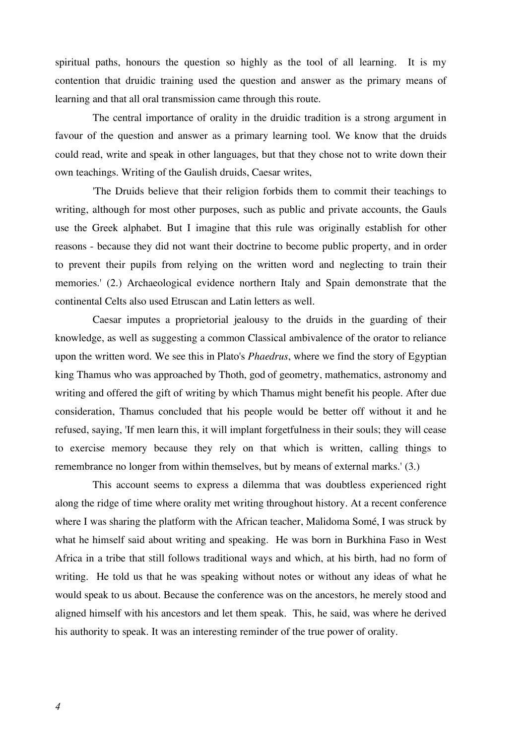spiritual paths, honours the question so highly as the tool of all learning. It is my contention that druidic training used the question and answer as the primary means of learning and that all oral transmission came through this route.

The central importance of orality in the druidic tradition is a strong argument in favour of the question and answer as a primary learning tool. We know that the druids could read, write and speak in other languages, but that they chose not to write down their own teachings. Writing of the Gaulish druids, Caesar writes,

'The Druids believe that their religion forbids them to commit their teachings to writing, although for most other purposes, such as public and private accounts, the Gauls use the Greek alphabet. But I imagine that this rule was originally establish for other reasons - because they did not want their doctrine to become public property, and in order to prevent their pupils from relying on the written word and neglecting to train their memories.' (2.) Archaeological evidence northern Italy and Spain demonstrate that the continental Celts also used Etruscan and Latin letters as well.

Caesar imputes a proprietorial jealousy to the druids in the guarding of their knowledge, as well as suggesting a common Classical ambivalence of the orator to reliance upon the written word. We see this in Plato's *Phaedrus*, where we find the story of Egyptian king Thamus who was approached by Thoth, god of geometry, mathematics, astronomy and writing and offered the gift of writing by which Thamus might benefit his people. After due consideration, Thamus concluded that his people would be better off without it and he refused, saying, 'If men learn this, it will implant forgetfulness in their souls; they will cease to exercise memory because they rely on that which is written, calling things to remembrance no longer from within themselves, but by means of external marks.' (3.)

This account seems to express a dilemma that was doubtless experienced right along the ridge of time where orality met writing throughout history. At a recent conference where I was sharing the platform with the African teacher, Malidoma Somé, I was struck by what he himself said about writing and speaking. He was born in Burkhina Faso in West Africa in a tribe that still follows traditional ways and which, at his birth, had no form of writing. He told us that he was speaking without notes or without any ideas of what he would speak to us about. Because the conference was on the ancestors, he merely stood and aligned himself with his ancestors and let them speak. This, he said, was where he derived his authority to speak. It was an interesting reminder of the true power of orality.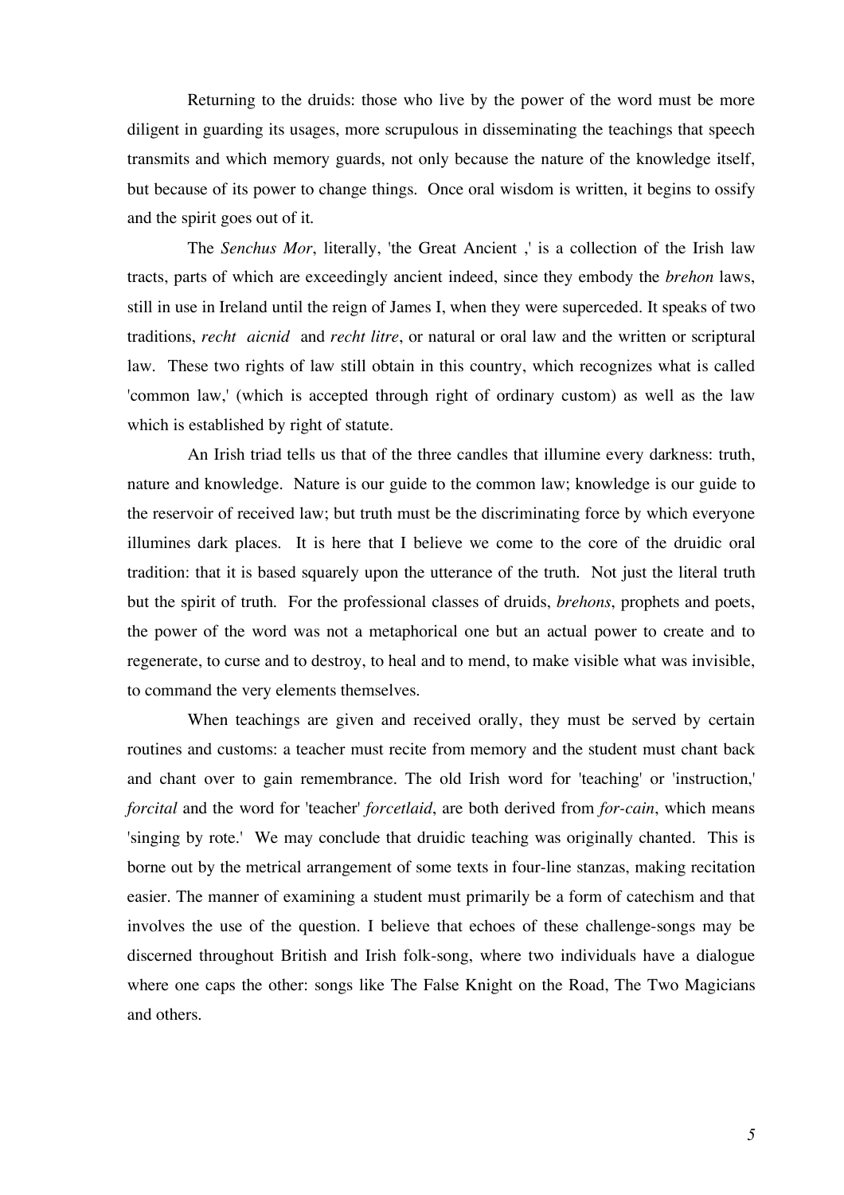Returning to the druids: those who live by the power of the word must be more diligent in guarding its usages, more scrupulous in disseminating the teachings that speech transmits and which memory guards, not only because the nature of the knowledge itself, but because of its power to change things. Once oral wisdom is written, it begins to ossify and the spirit goes out of it.

The *Senchus Mor*, literally, 'the Great Ancient ,' is a collection of the Irish law tracts, parts of which are exceedingly ancient indeed, since they embody the *brehon* laws, still in use in Ireland until the reign of James I, when they were superceded. It speaks of two traditions, *recht aicnid* and *recht litre*, or natural or oral law and the written or scriptural law. These two rights of law still obtain in this country, which recognizes what is called 'common law,' (which is accepted through right of ordinary custom) as well as the law which is established by right of statute.

An Irish triad tells us that of the three candles that illumine every darkness: truth, nature and knowledge. Nature is our guide to the common law; knowledge is our guide to the reservoir of received law; but truth must be the discriminating force by which everyone illumines dark places. It is here that I believe we come to the core of the druidic oral tradition: that it is based squarely upon the utterance of the truth. Not just the literal truth but the spirit of truth. For the professional classes of druids, *brehons*, prophets and poets, the power of the word was not a metaphorical one but an actual power to create and to regenerate, to curse and to destroy, to heal and to mend, to make visible what was invisible, to command the very elements themselves.

When teachings are given and received orally, they must be served by certain routines and customs: a teacher must recite from memory and the student must chant back and chant over to gain remembrance. The old Irish word for 'teaching' or 'instruction,' *forcital* and the word for 'teacher' *forcetlaid*, are both derived from *for-cain*, which means 'singing by rote.' We may conclude that druidic teaching was originally chanted. This is borne out by the metrical arrangement of some texts in four-line stanzas, making recitation easier. The manner of examining a student must primarily be a form of catechism and that involves the use of the question. I believe that echoes of these challenge-songs may be discerned throughout British and Irish folk-song, where two individuals have a dialogue where one caps the other: songs like The False Knight on the Road, The Two Magicians and others.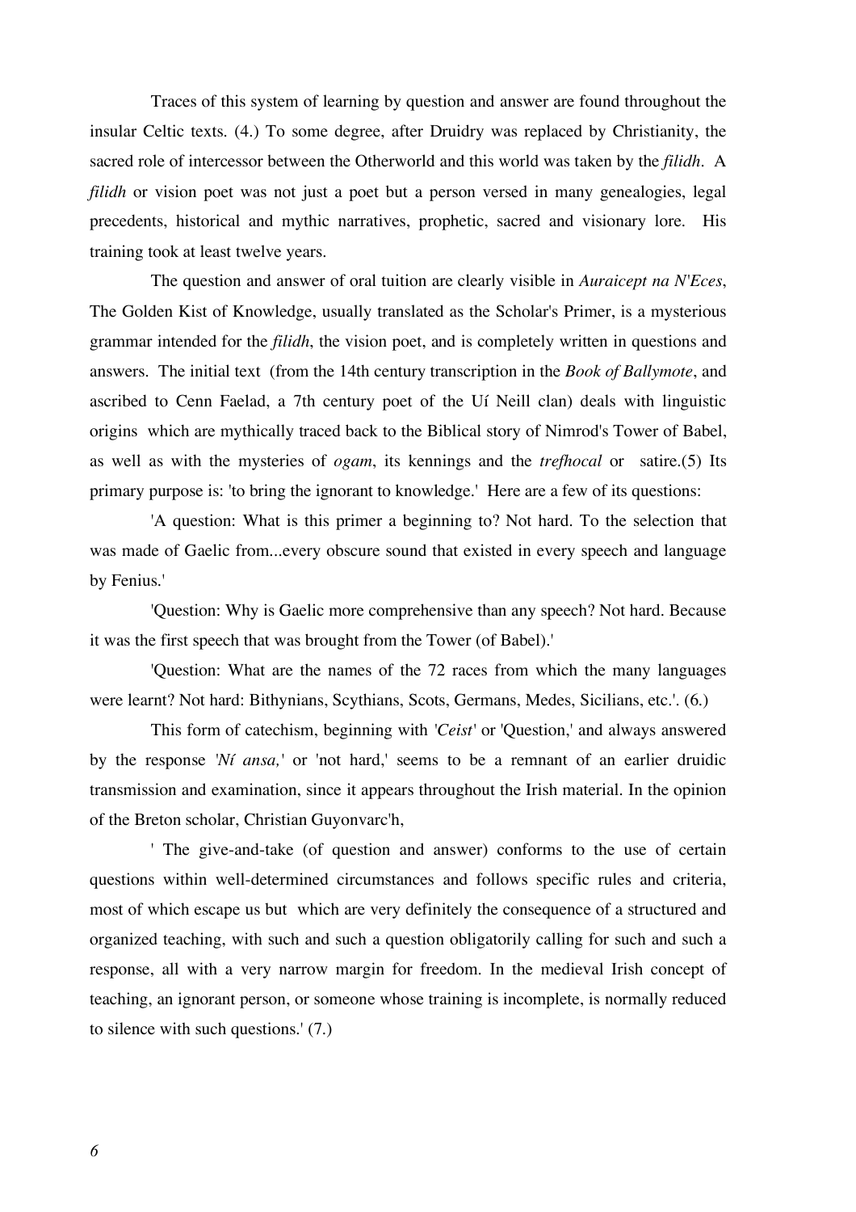Traces of this system of learning by question and answer are found throughout the insular Celtic texts. (4.) To some degree, after Druidry was replaced by Christianity, the sacred role of intercessor between the Otherworld and this world was taken by the *filidh*. A *filidh* or vision poet was not just a poet but a person versed in many genealogies, legal precedents, historical and mythic narratives, prophetic, sacred and visionary lore. His training took at least twelve years.

The question and answer of oral tuition are clearly visible in *Auraicept na N'Eces*, The Golden Kist of Knowledge, usually translated as the Scholar's Primer, is a mysterious grammar intended for the *filidh*, the vision poet, and is completely written in questions and answers. The initial text (from the 14th century transcription in the *Book of Ballymote*, and ascribed to Cenn Faelad, a 7th century poet of the Uí Neill clan) deals with linguistic origins which are mythically traced back to the Biblical story of Nimrod's Tower of Babel, as well as with the mysteries of *ogam*, its kennings and the *trefhocal* or satire.(5) Its primary purpose is: 'to bring the ignorant to knowledge.' Here are a few of its questions:

'A question: What is this primer a beginning to? Not hard. To the selection that was made of Gaelic from...every obscure sound that existed in every speech and language by Fenius.'

'Question: Why is Gaelic more comprehensive than any speech? Not hard. Because it was the first speech that was brought from the Tower (of Babel).'

'Question: What are the names of the 72 races from which the many languages were learnt? Not hard: Bithynians, Scythians, Scots, Germans, Medes, Sicilians, etc.'. (6.)

This form of catechism, beginning with '*Ceist*' or 'Question,' and always answered by the response '*Ní ansa,*' or 'not hard,' seems to be a remnant of an earlier druidic transmission and examination, since it appears throughout the Irish material. In the opinion of the Breton scholar, Christian Guyonvarc'h,

' The give-and-take (of question and answer) conforms to the use of certain questions within well-determined circumstances and follows specific rules and criteria, most of which escape us but which are very definitely the consequence of a structured and organized teaching, with such and such a question obligatorily calling for such and such a response, all with a very narrow margin for freedom. In the medieval Irish concept of teaching, an ignorant person, or someone whose training is incomplete, is normally reduced to silence with such questions.' (7.)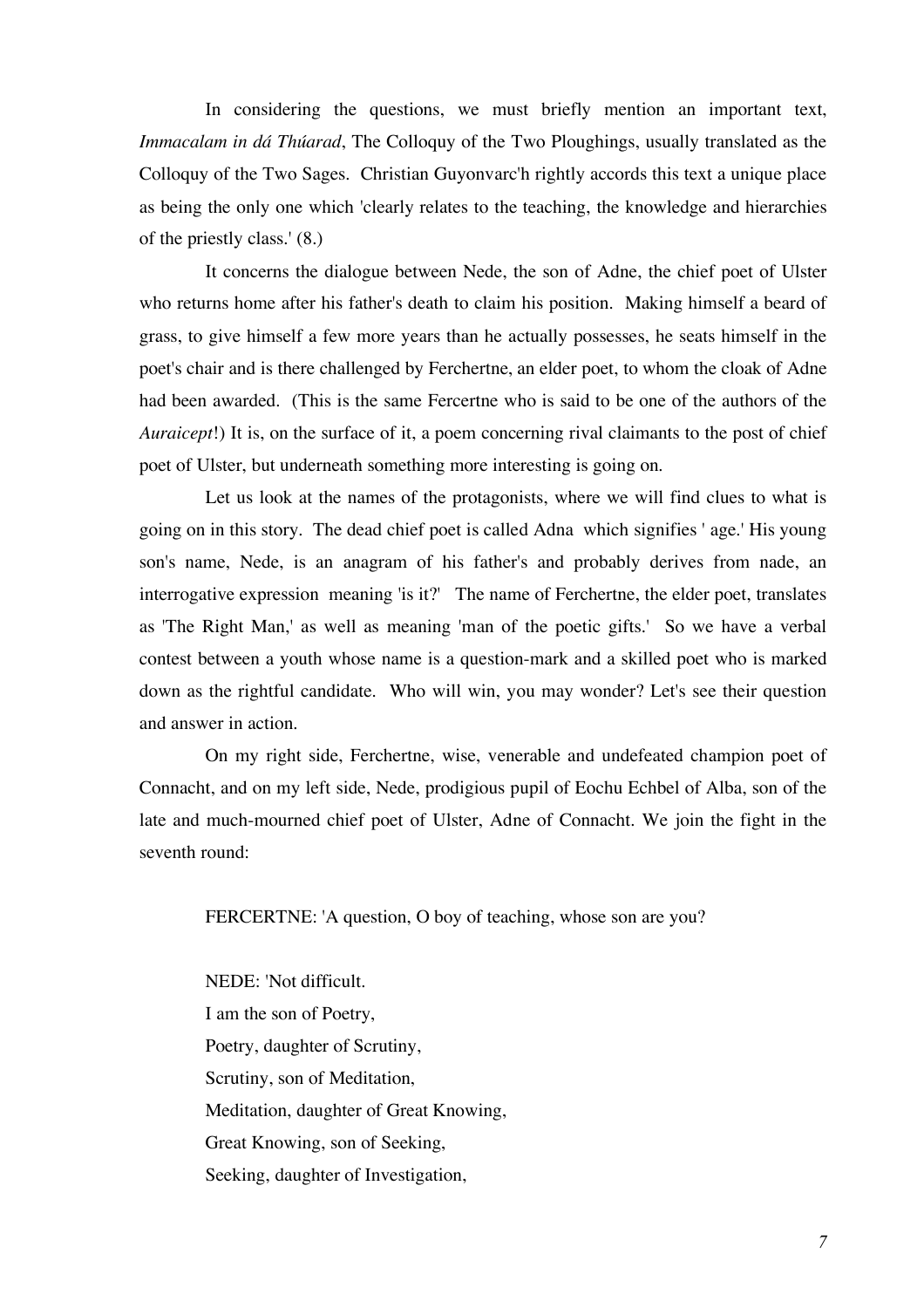In considering the questions, we must briefly mention an important text, *Immacalam in dá Thúarad*, The Colloquy of the Two Ploughings, usually translated as the Colloquy of the Two Sages. Christian Guyonvarc'h rightly accords this text a unique place as being the only one which 'clearly relates to the teaching, the knowledge and hierarchies of the priestly class.' (8.)

It concerns the dialogue between Nede, the son of Adne, the chief poet of Ulster who returns home after his father's death to claim his position. Making himself a beard of grass, to give himself a few more years than he actually possesses, he seats himself in the poet's chair and is there challenged by Ferchertne, an elder poet, to whom the cloak of Adne had been awarded. (This is the same Fercertne who is said to be one of the authors of the *Auraicept*!) It is, on the surface of it, a poem concerning rival claimants to the post of chief poet of Ulster, but underneath something more interesting is going on.

Let us look at the names of the protagonists, where we will find clues to what is going on in this story. The dead chief poet is called Adna which signifies ' age.' His young son's name, Nede, is an anagram of his father's and probably derives from nade, an interrogative expression meaning 'is it?' The name of Ferchertne, the elder poet, translates as 'The Right Man,' as well as meaning 'man of the poetic gifts.' So we have a verbal contest between a youth whose name is a question-mark and a skilled poet who is marked down as the rightful candidate. Who will win, you may wonder? Let's see their question and answer in action.

On my right side, Ferchertne, wise, venerable and undefeated champion poet of Connacht, and on my left side, Nede, prodigious pupil of Eochu Echbel of Alba, son of the late and much-mourned chief poet of Ulster, Adne of Connacht. We join the fight in the seventh round:

FERCERTNE: 'A question, O boy of teaching, whose son are you?

NEDE: 'Not difficult.
I am the son of Poetry,
Poetry, daughter of Scrutiny,
Scrutiny, son of Meditation,
Meditation, daughter of Great Knowing,
Great Knowing, son of Seeking,
Seeking, daughter of Investigation,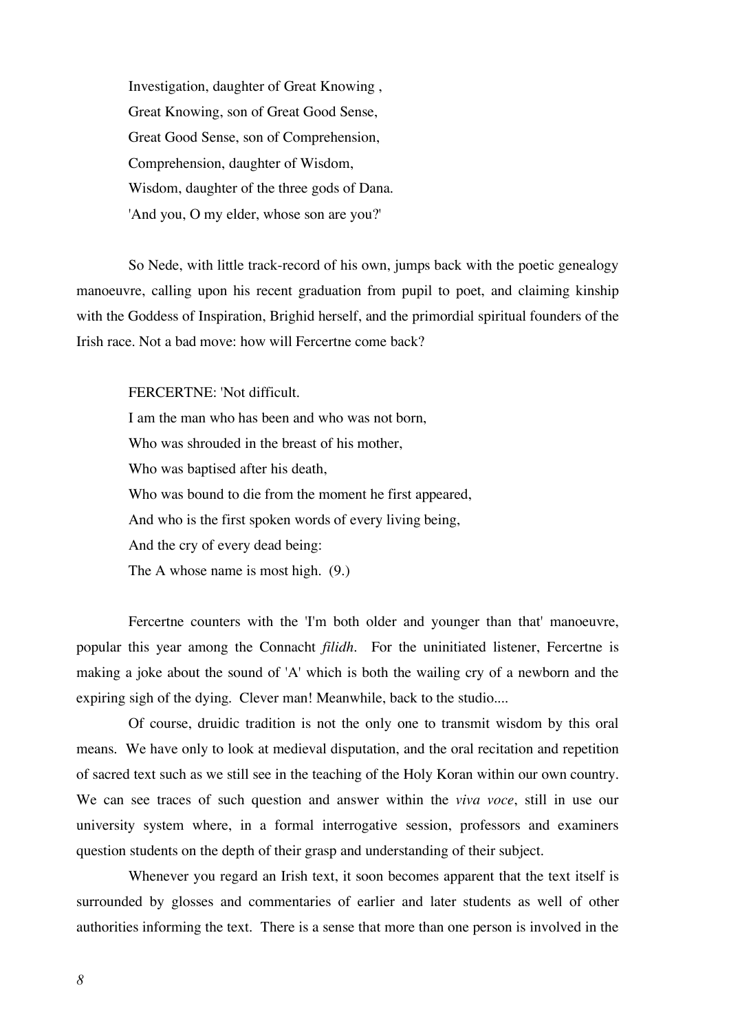Investigation, daughter of Great Knowing ,  
Great Knowing, son of Great Good Sense,  
Great Good Sense, son of Comprehension,  
Comprehension, daughter of Wisdom,  
Wisdom, daughter of the three gods of Dana.  
'And you, O my elder, whose son are you?'

So Nede, with little track-record of his own, jumps back with the poetic genealogy manoeuvre, calling upon his recent graduation from pupil to poet, and claiming kinship with the Goddess of Inspiration, Brighid herself, and the primordial spiritual founders of the Irish race. Not a bad move: how will Fercertne come back?

FERCERTNE: 'Not difficult.  
I am the man who has been and who was not born,  
Who was shrouded in the breast of his mother,  
Who was baptised after his death,  
Who was bound to die from the moment he first appeared,  
And who is the first spoken words of every living being,  
And the cry of every dead being:  
The A whose name is most high. (9.)

Fercertne counters with the 'I'm both older and younger than that' manoeuvre, popular this year among the Connacht *filidh*. For the uninitiated listener, Fercertne is making a joke about the sound of 'A' which is both the wailing cry of a newborn and the expiring sigh of the dying. Clever man! Meanwhile, back to the studio....

Of course, druidic tradition is not the only one to transmit wisdom by this oral means. We have only to look at medieval disputation, and the oral recitation and repetition of sacred text such as we still see in the teaching of the Holy Koran within our own country. We can see traces of such question and answer within the *viva voce*, still in use our university system where, in a formal interrogative session, professors and examiners question students on the depth of their grasp and understanding of their subject.

Whenever you regard an Irish text, it soon becomes apparent that the text itself is surrounded by glosses and commentaries of earlier and later students as well of other authorities informing the text. There is a sense that more than one person is involved in the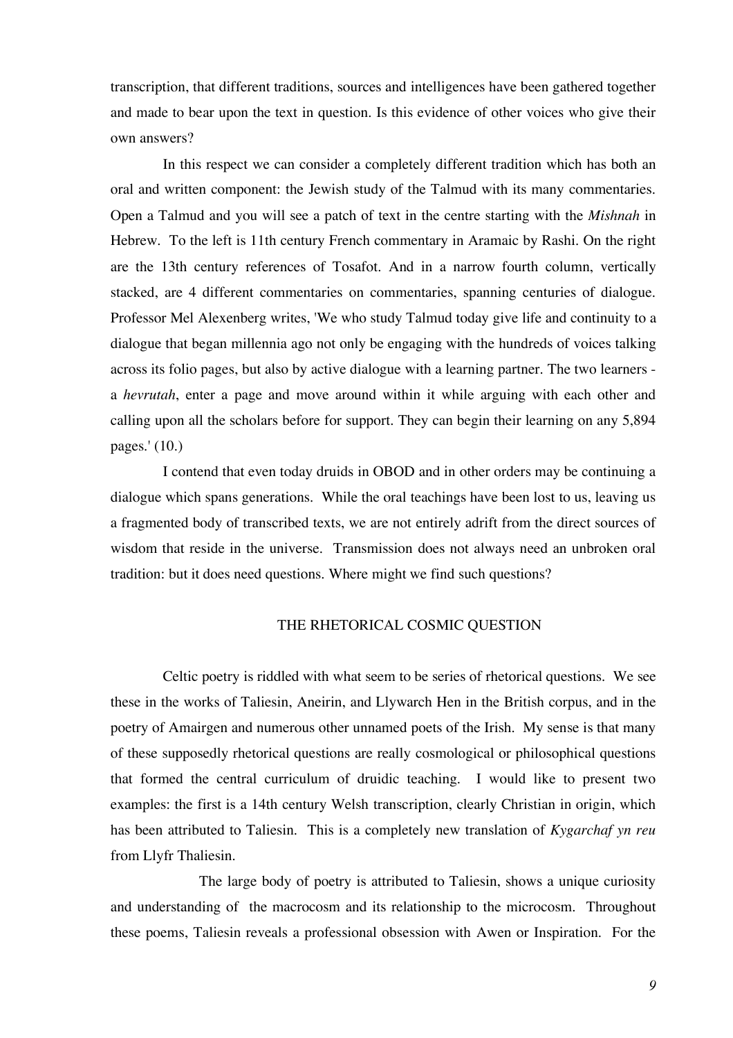transcription, that different traditions, sources and intelligences have been gathered together and made to bear upon the text in question. Is this evidence of other voices who give their own answers?

In this respect we can consider a completely different tradition which has both an oral and written component: the Jewish study of the Talmud with its many commentaries. Open a Talmud and you will see a patch of text in the centre starting with the *Mishnah* in Hebrew. To the left is 11th century French commentary in Aramaic by Rashi. On the right are the 13th century references of Tosafot. And in a narrow fourth column, vertically stacked, are 4 different commentaries on commentaries, spanning centuries of dialogue. Professor Mel Alexenberg writes, 'We who study Talmud today give life and continuity to a dialogue that began millennia ago not only be engaging with the hundreds of voices talking across its folio pages, but also by active dialogue with a learning partner. The two learners - a *hevrutah*, enter a page and move around within it while arguing with each other and calling upon all the scholars before for support. They can begin their learning on any 5,894 pages.' (10.)

I contend that even today druids in OBOD and in other orders may be continuing a dialogue which spans generations. While the oral teachings have been lost to us, leaving us a fragmented body of transcribed texts, we are not entirely adrift from the direct sources of wisdom that reside in the universe. Transmission does not always need an unbroken oral tradition: but it does need questions. Where might we find such questions?

## THE RHETORICAL COSMIC QUESTION

Celtic poetry is riddled with what seem to be series of rhetorical questions. We see these in the works of Taliesin, Aneirin, and Llywarch Hen in the British corpus, and in the poetry of Amairgen and numerous other unnamed poets of the Irish. My sense is that many of these supposedly rhetorical questions are really cosmological or philosophical questions that formed the central curriculum of druidic teaching. I would like to present two examples: the first is a 14th century Welsh transcription, clearly Christian in origin, which has been attributed to Taliesin. This is a completely new translation of *Kygarchaf yn reu* from Llyfr Thaliesin.

The large body of poetry is attributed to Taliesin, shows a unique curiosity and understanding of the macrocosm and its relationship to the microcosm. Throughout these poems, Taliesin reveals a professional obsession with Awen or Inspiration. For the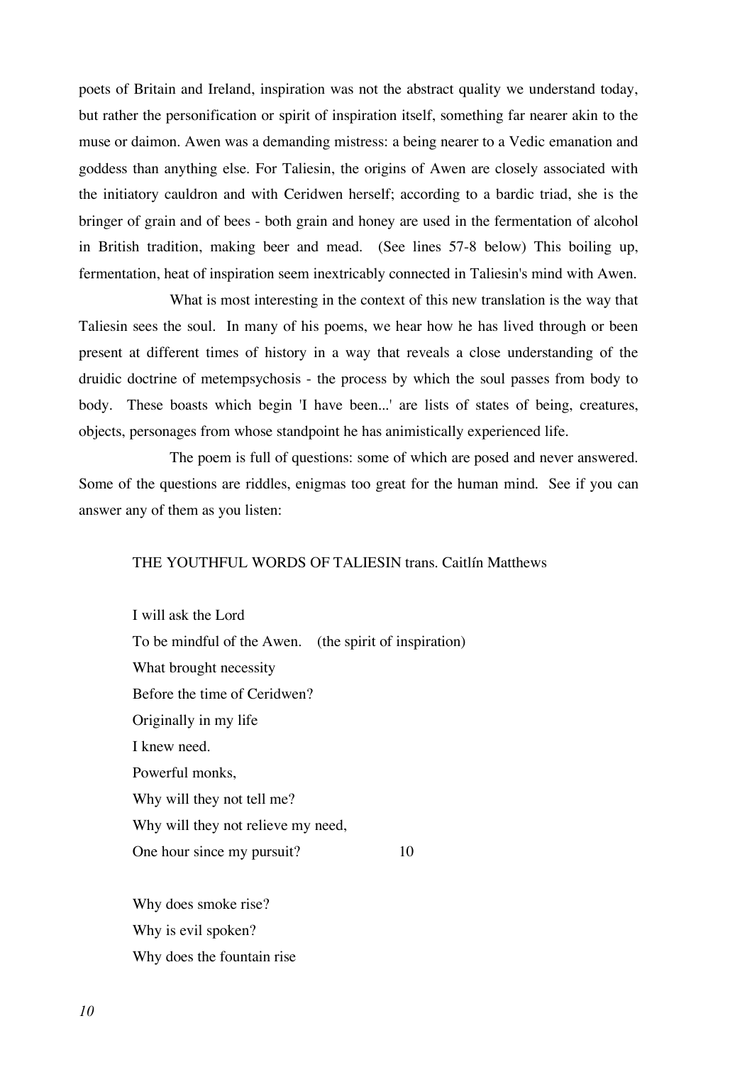poets of Britain and Ireland, inspiration was not the abstract quality we understand today, but rather the personification or spirit of inspiration itself, something far nearer akin to the muse or daimon. Awen was a demanding mistress: a being nearer to a Vedic emanation and goddess than anything else. For Taliesin, the origins of Awen are closely associated with the initiatory cauldron and with Ceridwen herself; according to a bardic triad, she is the bringer of grain and of bees - both grain and honey are used in the fermentation of alcohol in British tradition, making beer and mead. (See lines 57-8 below) This boiling up, fermentation, heat of inspiration seem inextricably connected in Taliesin's mind with Awen.

What is most interesting in the context of this new translation is the way that Taliesin sees the soul. In many of his poems, we hear how he has lived through or been present at different times of history in a way that reveals a close understanding of the druidic doctrine of metempsychosis - the process by which the soul passes from body to body. These boasts which begin 'I have been...' are lists of states of being, creatures, objects, personages from whose standpoint he has animistically experienced life.

The poem is full of questions: some of which are posed and never answered. Some of the questions are riddles, enigmas too great for the human mind. See if you can answer any of them as you listen:

THE YOUTHFUL WORDS OF TALIESIN trans. Caitlín Matthews

I will ask the Lord
To be mindful of the Awen. (the spirit of inspiration)
What brought necessity
Before the time of Ceridwen?
Originally in my life
I knew need.
Powerful monks,
Why will they not tell me?
Why will they not relieve my need,
One hour since my pursuit? 10

Why does smoke rise?
Why is evil spoken?
Why does the fountain rise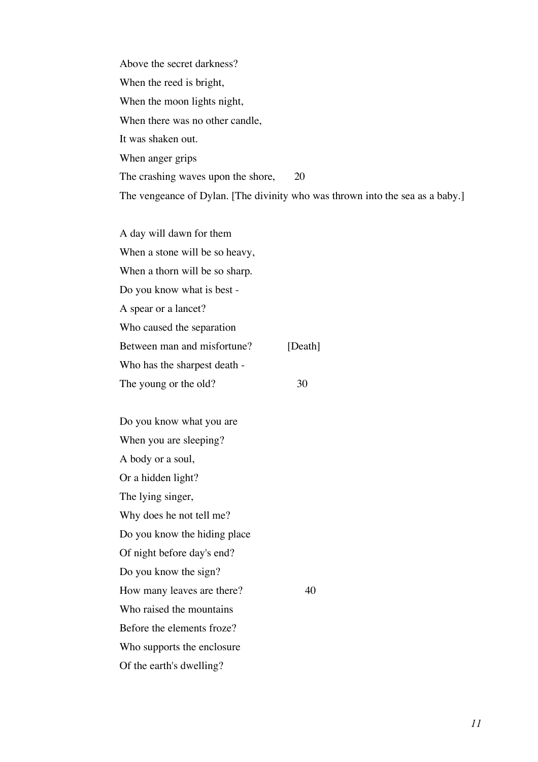Above the secret darkness?
When the reed is bright,
When the moon lights night,
When there was no other candle,
It was shaken out.
When anger grips
The crashing waves upon the shore, 20
The vengeance of Dylan. [The divinity who was thrown into the sea as a baby.]

A day will dawn for them
When a stone will be so heavy,
When a thorn will be so sharp.
Do you know what is best -
A spear or a lancet?
Who caused the separation
Between man and misfortune? [Death]
Who has the sharpest death -
The young or the old? 30

Do you know what you are
When you are sleeping?
A body or a soul,
Or a hidden light?
The lying singer,
Why does he not tell me?
Do you know the hiding place
Of night before day's end?
Do you know the sign?
How many leaves are there? 40
Who raised the mountains
Before the elements froze?
Who supports the enclosure
Of the earth's dwelling?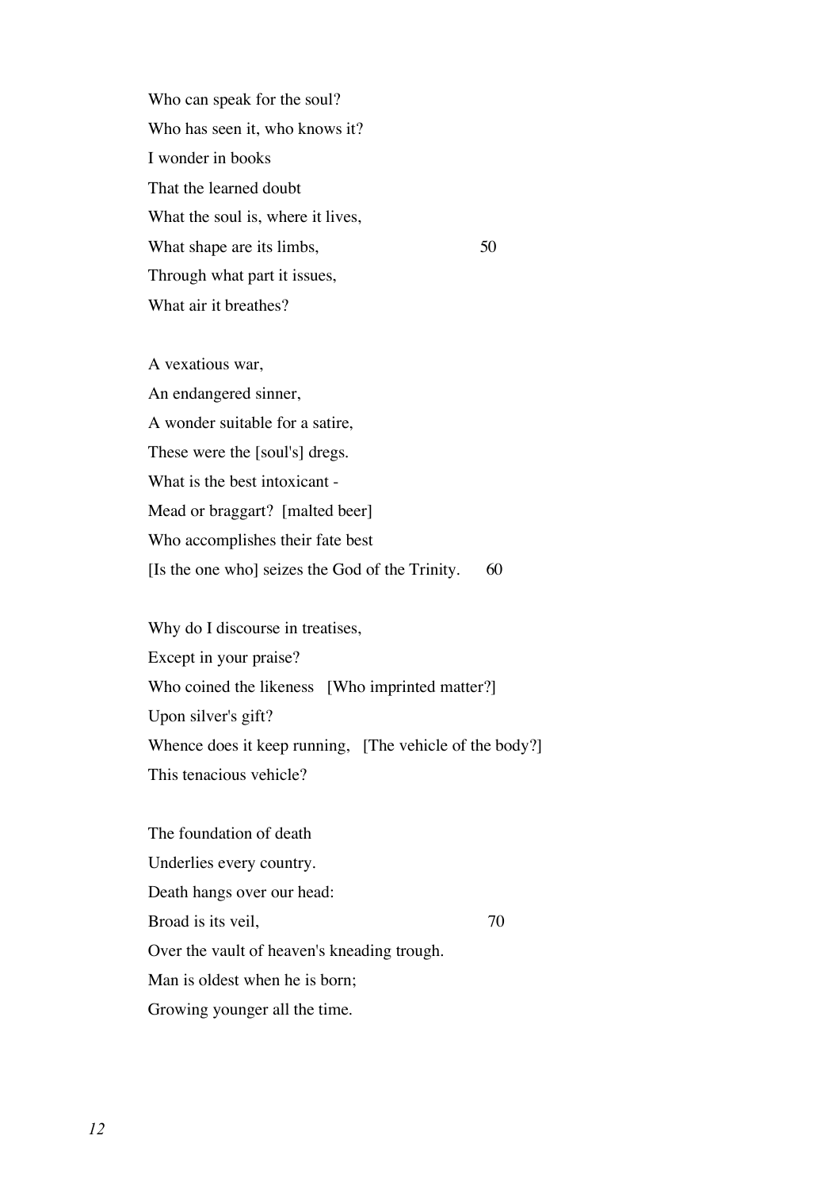Who can speak for the soul?
Who has seen it, who knows it?
I wonder in books
That the learned doubt
What the soul is, where it lives,
What shape are its limbs, 50
Through what part it issues,
What air it breathes?

A vexatious war,
An endangered sinner,
A wonder suitable for a satire,
These were the [soul's] dregs.
What is the best intoxicant -
Mead or braggart? [malted beer]
Who accomplishes their fate best
[Is the one who] seizes the God of the Trinity. 60

Why do I discourse in treatises,
Except in your praise?
Who coined the likeness [Who imprinted matter?]
Upon silver's gift?
Whence does it keep running, [The vehicle of the body?]
This tenacious vehicle?

The foundation of death
Underlies every country.
Death hangs over our head:
Broad is its veil, 70
Over the vault of heaven's kneading trough.
Man is oldest when he is born;
Growing younger all the time.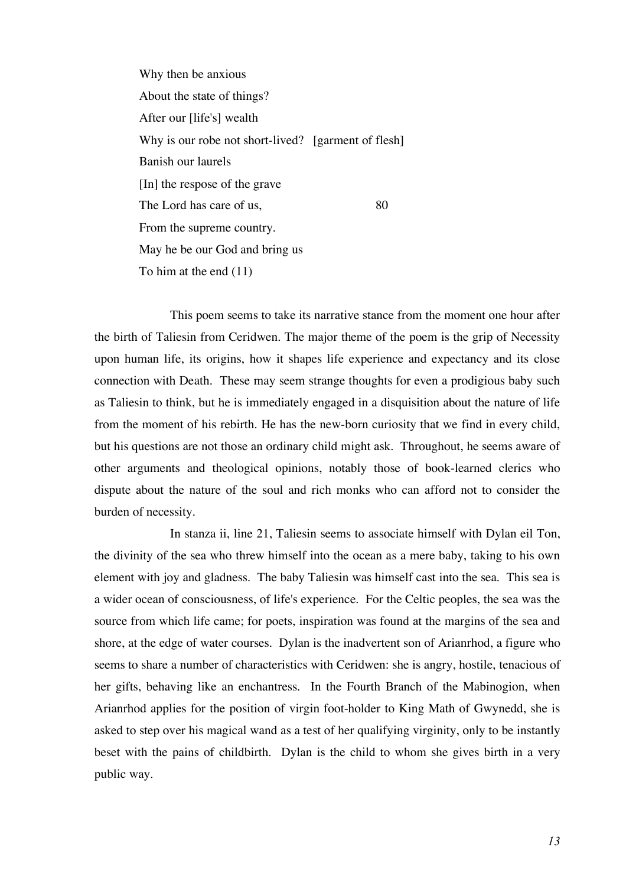Why then be anxious  
About the state of things?  
After our [life's] wealth  
Why is our robe not short-lived? [garment of flesh]  
Banish our laurels  
[In] the respose of the grave  
The Lord has care of us, 80  
From the supreme country.  
May he be our God and bring us  
To him at the end (11)

This poem seems to take its narrative stance from the moment one hour after the birth of Taliesin from Ceridwen. The major theme of the poem is the grip of Necessity upon human life, its origins, how it shapes life experience and expectancy and its close connection with Death. These may seem strange thoughts for even a prodigious baby such as Taliesin to think, but he is immediately engaged in a disquisition about the nature of life from the moment of his rebirth. He has the new-born curiosity that we find in every child, but his questions are not those an ordinary child might ask. Throughout, he seems aware of other arguments and theological opinions, notably those of book-learned clerics who dispute about the nature of the soul and rich monks who can afford not to consider the burden of necessity.

In stanza ii, line 21, Taliesin seems to associate himself with Dylan eil Ton, the divinity of the sea who threw himself into the ocean as a mere baby, taking to his own element with joy and gladness. The baby Taliesin was himself cast into the sea. This sea is a wider ocean of consciousness, of life's experience. For the Celtic peoples, the sea was the source from which life came; for poets, inspiration was found at the margins of the sea and shore, at the edge of water courses. Dylan is the inadvertent son of Arianrhod, a figure who seems to share a number of characteristics with Ceridwen: she is angry, hostile, tenacious of her gifts, behaving like an enchantress. In the Fourth Branch of the Mabinogion, when Arianrhod applies for the position of virgin foot-holder to King Math of Gwynedd, she is asked to step over his magical wand as a test of her qualifying virginity, only to be instantly beset with the pains of childbirth. Dylan is the child to whom she gives birth in a very public way.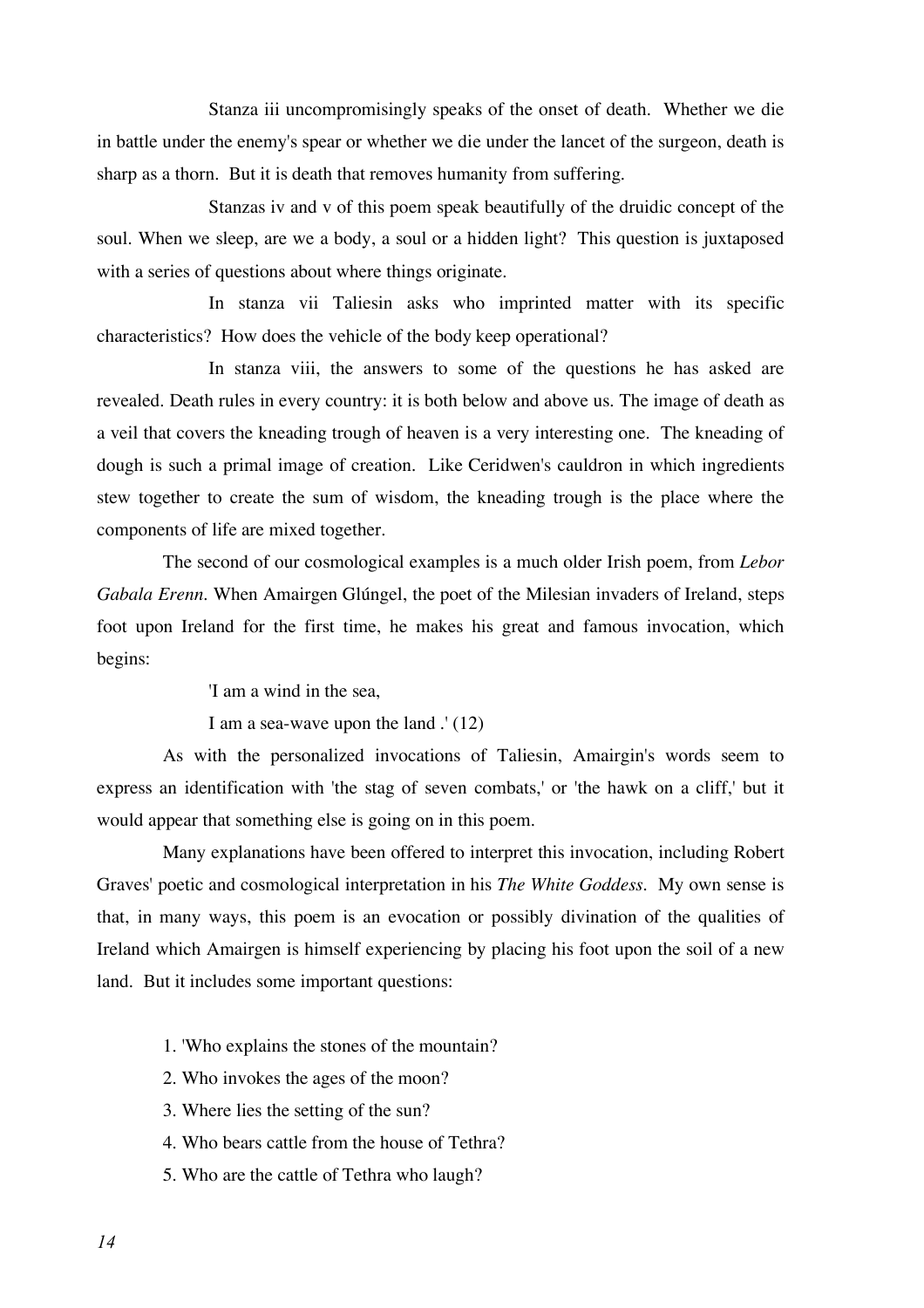Stanza iii uncompromisingly speaks of the onset of death. Whether we die in battle under the enemy's spear or whether we die under the lancet of the surgeon, death is sharp as a thorn. But it is death that removes humanity from suffering.

Stanzas iv and v of this poem speak beautifully of the druidic concept of the soul. When we sleep, are we a body, a soul or a hidden light? This question is juxtaposed with a series of questions about where things originate.

In stanza vii Taliesin asks who imprinted matter with its specific characteristics? How does the vehicle of the body keep operational?

In stanza viii, the answers to some of the questions he has asked are revealed. Death rules in every country: it is both below and above us. The image of death as a veil that covers the kneading trough of heaven is a very interesting one. The kneading of dough is such a primal image of creation. Like Ceridwen's cauldron in which ingredients stew together to create the sum of wisdom, the kneading trough is the place where the components of life are mixed together.

The second of our cosmological examples is a much older Irish poem, from *Lebor Gabala Erenn*. When Amairgen Glúngel, the poet of the Milesian invaders of Ireland, steps foot upon Ireland for the first time, he makes his great and famous invocation, which begins:

> 'I am a wind in the sea,
>
> I am a sea-wave upon the land .' (12)

As with the personalized invocations of Taliesin, Amairgin's words seem to express an identification with 'the stag of seven combats,' or 'the hawk on a cliff,' but it would appear that something else is going on in this poem.

Many explanations have been offered to interpret this invocation, including Robert Graves' poetic and cosmological interpretation in his *The White Goddess*. My own sense is that, in many ways, this poem is an evocation or possibly divination of the qualities of Ireland which Amairgen is himself experiencing by placing his foot upon the soil of a new land. But it includes some important questions:

1. 'Who explains the stones of the mountain?
2. Who invokes the ages of the moon?
3. Where lies the setting of the sun?
4. Who bears cattle from the house of Tethra?
5. Who are the cattle of Tethra who laugh?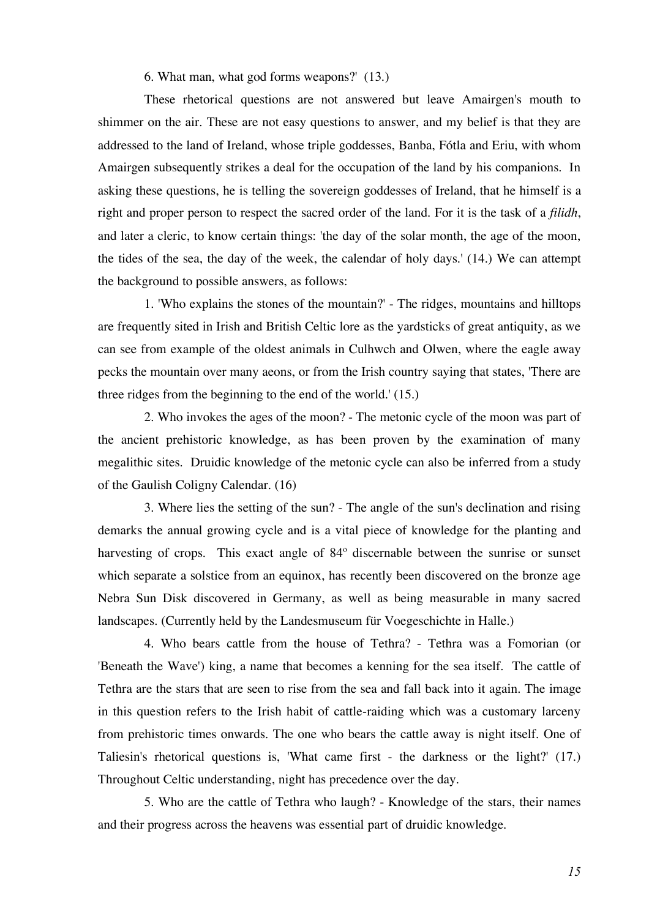6. What man, what god forms weapons?' (13.)

These rhetorical questions are not answered but leave Amairgen's mouth to shimmer on the air. These are not easy questions to answer, and my belief is that they are addressed to the land of Ireland, whose triple goddesses, Banba, Fótla and Eriu, with whom Amairgen subsequently strikes a deal for the occupation of the land by his companions. In asking these questions, he is telling the sovereign goddesses of Ireland, that he himself is a right and proper person to respect the sacred order of the land. For it is the task of a *filidh*, and later a cleric, to know certain things: 'the day of the solar month, the age of the moon, the tides of the sea, the day of the week, the calendar of holy days.' (14.) We can attempt the background to possible answers, as follows:

1. 'Who explains the stones of the mountain?' - The ridges, mountains and hilltops are frequently sited in Irish and British Celtic lore as the yardsticks of great antiquity, as we can see from example of the oldest animals in Culhwch and Olwen, where the eagle away pecks the mountain over many aeons, or from the Irish country saying that states, 'There are three ridges from the beginning to the end of the world.' (15.)

2. Who invokes the ages of the moon? - The metonic cycle of the moon was part of the ancient prehistoric knowledge, as has been proven by the examination of many megalithic sites. Druidic knowledge of the metonic cycle can also be inferred from a study of the Gaulish Coligny Calendar. (16)

3. Where lies the setting of the sun? - The angle of the sun's declination and rising demarks the annual growing cycle and is a vital piece of knowledge for the planting and harvesting of crops. This exact angle of 84º discernable between the sunrise or sunset which separate a solstice from an equinox, has recently been discovered on the bronze age Nebra Sun Disk discovered in Germany, as well as being measurable in many sacred landscapes. (Currently held by the Landesmuseum für Voegeschichte in Halle.)

4. Who bears cattle from the house of Tethra? - Tethra was a Fomorian (or 'Beneath the Wave') king, a name that becomes a kenning for the sea itself. The cattle of Tethra are the stars that are seen to rise from the sea and fall back into it again. The image in this question refers to the Irish habit of cattle-raiding which was a customary larceny from prehistoric times onwards. The one who bears the cattle away is night itself. One of Taliesin's rhetorical questions is, 'What came first - the darkness or the light?' (17.) Throughout Celtic understanding, night has precedence over the day.

5. Who are the cattle of Tethra who laugh? - Knowledge of the stars, their names and their progress across the heavens was essential part of druidic knowledge.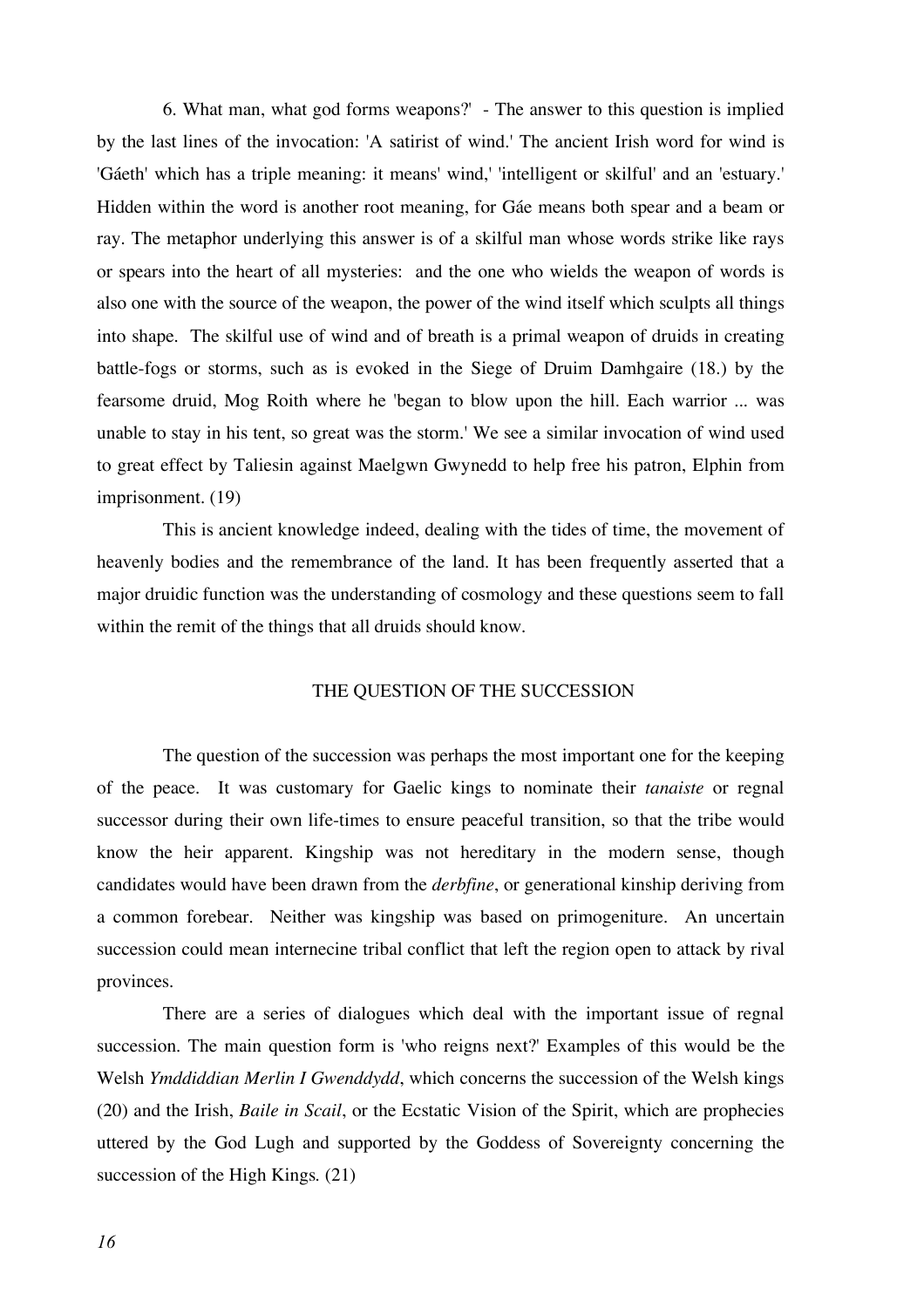6. What man, what god forms weapons?' - The answer to this question is implied by the last lines of the invocation: 'A satirist of wind.' The ancient Irish word for wind is 'Gáeth' which has a triple meaning: it means' wind,' 'intelligent or skilful' and an 'estuary.' Hidden within the word is another root meaning, for Gáe means both spear and a beam or ray. The metaphor underlying this answer is of a skilful man whose words strike like rays or spears into the heart of all mysteries: and the one who wields the weapon of words is also one with the source of the weapon, the power of the wind itself which sculpts all things into shape. The skilful use of wind and of breath is a primal weapon of druids in creating battle-fogs or storms, such as is evoked in the Siege of Druim Damhgaire (18.) by the fearsome druid, Mog Roith where he 'began to blow upon the hill. Each warrior ... was unable to stay in his tent, so great was the storm.' We see a similar invocation of wind used to great effect by Taliesin against Maelgwn Gwynedd to help free his patron, Elphin from imprisonment. (19)

This is ancient knowledge indeed, dealing with the tides of time, the movement of heavenly bodies and the remembrance of the land. It has been frequently asserted that a major druidic function was the understanding of cosmology and these questions seem to fall within the remit of the things that all druids should know.

## THE QUESTION OF THE SUCCESSION

The question of the succession was perhaps the most important one for the keeping of the peace. It was customary for Gaelic kings to nominate their *tanaiste* or regnal successor during their own life-times to ensure peaceful transition, so that the tribe would know the heir apparent. Kingship was not hereditary in the modern sense, though candidates would have been drawn from the *derbfine*, or generational kinship deriving from a common forebear. Neither was kingship was based on primogeniture. An uncertain succession could mean internecine tribal conflict that left the region open to attack by rival provinces.

There are a series of dialogues which deal with the important issue of regnal succession. The main question form is 'who reigns next?' Examples of this would be the Welsh *Ymddiddian Merlin I Gwenddydd*, which concerns the succession of the Welsh kings (20) and the Irish, *Baile in Scail*, or the Ecstatic Vision of the Spirit, which are prophecies uttered by the God Lugh and supported by the Goddess of Sovereignty concerning the succession of the High Kings. (21)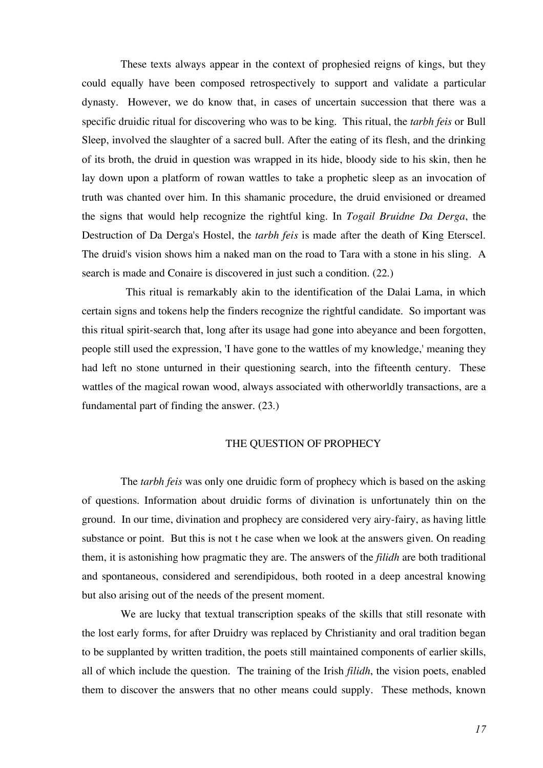These texts always appear in the context of prophesied reigns of kings, but they could equally have been composed retrospectively to support and validate a particular dynasty. However, we do know that, in cases of uncertain succession that there was a specific druidic ritual for discovering who was to be king. This ritual, the *tarbh feis* or Bull Sleep, involved the slaughter of a sacred bull. After the eating of its flesh, and the drinking of its broth, the druid in question was wrapped in its hide, bloody side to his skin, then he lay down upon a platform of rowan wattles to take a prophetic sleep as an invocation of truth was chanted over him. In this shamanic procedure, the druid envisioned or dreamed the signs that would help recognize the rightful king. In *Togail Bruidne Da Derga*, the Destruction of Da Derga's Hostel, the *tarbh feis* is made after the death of King Eterscel. The druid's vision shows him a naked man on the road to Tara with a stone in his sling. A search is made and Conaire is discovered in just such a condition. (22.)

This ritual is remarkably akin to the identification of the Dalai Lama, in which certain signs and tokens help the finders recognize the rightful candidate. So important was this ritual spirit-search that, long after its usage had gone into abeyance and been forgotten, people still used the expression, 'I have gone to the wattles of my knowledge,' meaning they had left no stone unturned in their questioning search, into the fifteenth century. These wattles of the magical rowan wood, always associated with otherworldly transactions, are a fundamental part of finding the answer. (23.)

## THE QUESTION OF PROPHECY

The *tarbh feis* was only one druidic form of prophecy which is based on the asking of questions. Information about druidic forms of divination is unfortunately thin on the ground. In our time, divination and prophecy are considered very airy-fairy, as having little substance or point. But this is not t he case when we look at the answers given. On reading them, it is astonishing how pragmatic they are. The answers of the *filidh* are both traditional and spontaneous, considered and serendipidous, both rooted in a deep ancestral knowing but also arising out of the needs of the present moment.

We are lucky that textual transcription speaks of the skills that still resonate with the lost early forms, for after Druidry was replaced by Christianity and oral tradition began to be supplanted by written tradition, the poets still maintained components of earlier skills, all of which include the question. The training of the Irish *filidh*, the vision poets, enabled them to discover the answers that no other means could supply. These methods, known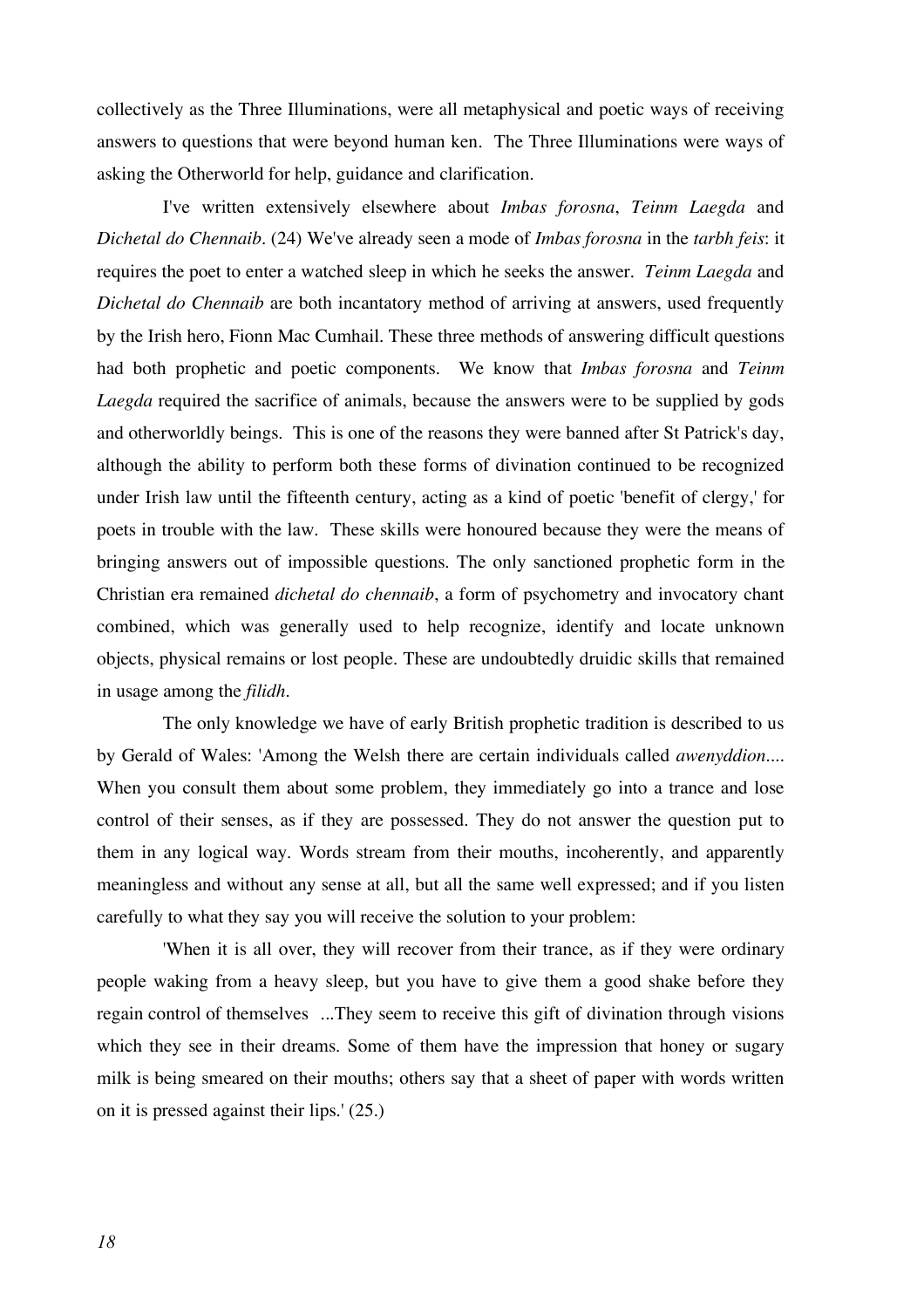collectively as the Three Illuminations, were all metaphysical and poetic ways of receiving answers to questions that were beyond human ken. The Three Illuminations were ways of asking the Otherworld for help, guidance and clarification.

I've written extensively elsewhere about *Imbas forosna*, *Teinm Laegda* and *Dichetal do Chennaib*. (24) We've already seen a mode of *Imbas forosna* in the *tarbh feis*: it requires the poet to enter a watched sleep in which he seeks the answer. *Teinm Laegda* and *Dichetal do Chennaib* are both incantatory method of arriving at answers, used frequently by the Irish hero, Fionn Mac Cumhail. These three methods of answering difficult questions had both prophetic and poetic components. We know that *Imbas forosna* and *Teinm Laegda* required the sacrifice of animals, because the answers were to be supplied by gods and otherworldly beings. This is one of the reasons they were banned after St Patrick's day, although the ability to perform both these forms of divination continued to be recognized under Irish law until the fifteenth century, acting as a kind of poetic 'benefit of clergy,' for poets in trouble with the law. These skills were honoured because they were the means of bringing answers out of impossible questions. The only sanctioned prophetic form in the Christian era remained *dichetal do chennaib*, a form of psychometry and invocatory chant combined, which was generally used to help recognize, identify and locate unknown objects, physical remains or lost people. These are undoubtedly druidic skills that remained in usage among the *filidh*.

The only knowledge we have of early British prophetic tradition is described to us by Gerald of Wales: 'Among the Welsh there are certain individuals called *awenyddion*.... When you consult them about some problem, they immediately go into a trance and lose control of their senses, as if they are possessed. They do not answer the question put to them in any logical way. Words stream from their mouths, incoherently, and apparently meaningless and without any sense at all, but all the same well expressed; and if you listen carefully to what they say you will receive the solution to your problem:

'When it is all over, they will recover from their trance, as if they were ordinary people waking from a heavy sleep, but you have to give them a good shake before they regain control of themselves ...They seem to receive this gift of divination through visions which they see in their dreams. Some of them have the impression that honey or sugary milk is being smeared on their mouths; others say that a sheet of paper with words written on it is pressed against their lips.' (25.)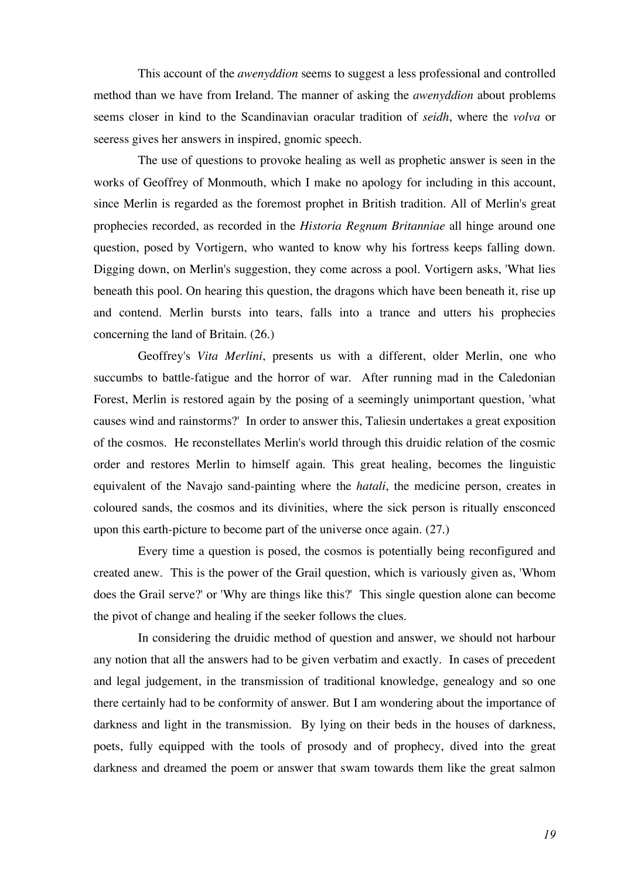This account of the *awenyddion* seems to suggest a less professional and controlled method than we have from Ireland. The manner of asking the *awenyddion* about problems seems closer in kind to the Scandinavian oracular tradition of *seidh*, where the *volva* or seeress gives her answers in inspired, gnomic speech.

The use of questions to provoke healing as well as prophetic answer is seen in the works of Geoffrey of Monmouth, which I make no apology for including in this account, since Merlin is regarded as the foremost prophet in British tradition. All of Merlin's great prophecies recorded, as recorded in the *Historia Regnum Britanniae* all hinge around one question, posed by Vortigern, who wanted to know why his fortress keeps falling down. Digging down, on Merlin's suggestion, they come across a pool. Vortigern asks, 'What lies beneath this pool. On hearing this question, the dragons which have been beneath it, rise up and contend. Merlin bursts into tears, falls into a trance and utters his prophecies concerning the land of Britain. (26.)

Geoffrey's *Vita Merlini*, presents us with a different, older Merlin, one who succumbs to battle-fatigue and the horror of war. After running mad in the Caledonian Forest, Merlin is restored again by the posing of a seemingly unimportant question, 'what causes wind and rainstorms?' In order to answer this, Taliesin undertakes a great exposition of the cosmos. He reconstellates Merlin's world through this druidic relation of the cosmic order and restores Merlin to himself again. This great healing, becomes the linguistic equivalent of the Navajo sand-painting where the *hatali*, the medicine person, creates in coloured sands, the cosmos and its divinities, where the sick person is ritually ensconced upon this earth-picture to become part of the universe once again. (27.)

Every time a question is posed, the cosmos is potentially being reconfigured and created anew. This is the power of the Grail question, which is variously given as, 'Whom does the Grail serve?' or 'Why are things like this?' This single question alone can become the pivot of change and healing if the seeker follows the clues.

In considering the druidic method of question and answer, we should not harbour any notion that all the answers had to be given verbatim and exactly. In cases of precedent and legal judgement, in the transmission of traditional knowledge, genealogy and so one there certainly had to be conformity of answer. But I am wondering about the importance of darkness and light in the transmission. By lying on their beds in the houses of darkness, poets, fully equipped with the tools of prosody and of prophecy, dived into the great darkness and dreamed the poem or answer that swam towards them like the great salmon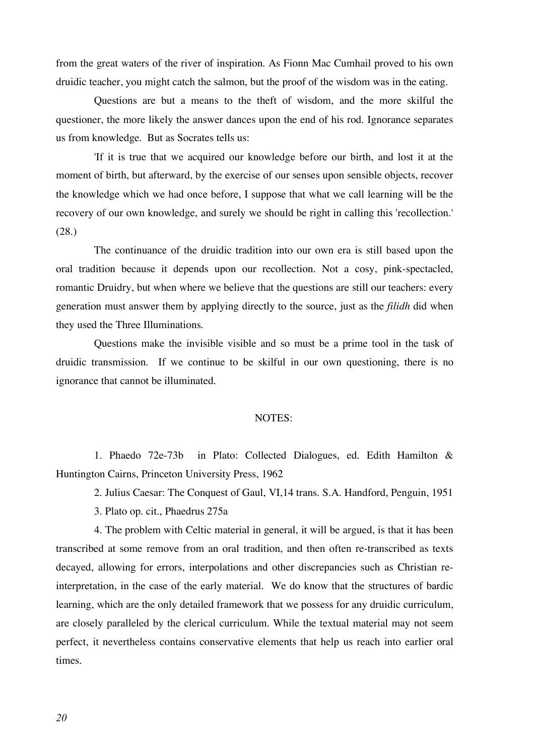from the great waters of the river of inspiration. As Fionn Mac Cumhail proved to his own druidic teacher, you might catch the salmon, but the proof of the wisdom was in the eating.

Questions are but a means to the theft of wisdom, and the more skilful the questioner, the more likely the answer dances upon the end of his rod. Ignorance separates us from knowledge. But as Socrates tells us:

'If it is true that we acquired our knowledge before our birth, and lost it at the moment of birth, but afterward, by the exercise of our senses upon sensible objects, recover the knowledge which we had once before, I suppose that what we call learning will be the recovery of our own knowledge, and surely we should be right in calling this 'recollection.' (28.)

The continuance of the druidic tradition into our own era is still based upon the oral tradition because it depends upon our recollection. Not a cosy, pink-spectacled, romantic Druidry, but when where we believe that the questions are still our teachers: every generation must answer them by applying directly to the source, just as the *filidh* did when they used the Three Illuminations.

Questions make the invisible visible and so must be a prime tool in the task of druidic transmission. If we continue to be skilful in our own questioning, there is no ignorance that cannot be illuminated.

## NOTES:

1. Phaedo 72e-73b in Plato: Collected Dialogues, ed. Edith Hamilton & Huntington Cairns, Princeton University Press, 1962

2. Julius Caesar: The Conquest of Gaul, VI,14 trans. S.A. Handford, Penguin, 1951

3. Plato op. cit., Phaedrus 275a

4. The problem with Celtic material in general, it will be argued, is that it has been transcribed at some remove from an oral tradition, and then often re-transcribed as texts decayed, allowing for errors, interpolations and other discrepancies such as Christian re-interpretation, in the case of the early material. We do know that the structures of bardic learning, which are the only detailed framework that we possess for any druidic curriculum, are closely paralleled by the clerical curriculum. While the textual material may not seem perfect, it nevertheless contains conservative elements that help us reach into earlier oral times.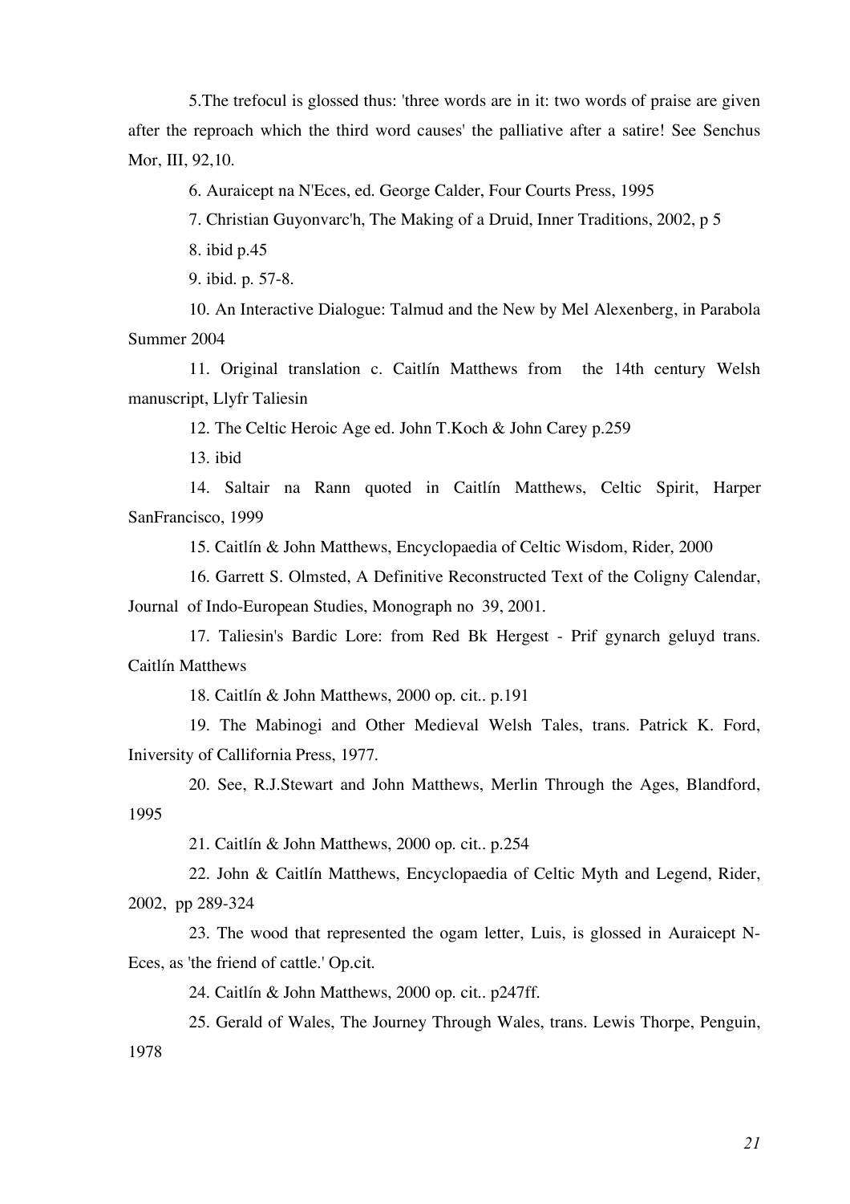5.The trefocul is glossed thus: 'three words are in it: two words of praise are given after the reproach which the third word causes' the palliative after a satire! See Senchus Mor, III, 92,10.

6. Auraicept na N'Eces, ed. George Calder, Four Courts Press, 1995

7. Christian Guyonvarc'h, The Making of a Druid, Inner Traditions, 2002, p 5

8. ibid p.45

9. ibid. p. 57-8.

10. An Interactive Dialogue: Talmud and the New by Mel Alexenberg, in Parabola Summer 2004

11. Original translation c. Caitlín Matthews from the 14th century Welsh manuscript, Llyfr Taliesin

12. The Celtic Heroic Age ed. John T.Koch & John Carey p.259

13. ibid

14. Saltair na Rann quoted in Caitlín Matthews, Celtic Spirit, Harper SanFrancisco, 1999

15. Caitlín & John Matthews, Encyclopaedia of Celtic Wisdom, Rider, 2000

16. Garrett S. Olmsted, A Definitive Reconstructed Text of the Coligny Calendar, Journal of Indo-European Studies, Monograph no 39, 2001.

17. Taliesin's Bardic Lore: from Red Bk Hergest - Prif gynarch geluyd trans. Caitlín Matthews

18. Caitlín & John Matthews, 2000 op. cit.. p.191

19. The Mabinogi and Other Medieval Welsh Tales, trans. Patrick K. Ford, Iniversity of Callifornia Press, 1977.

20. See, R.J.Stewart and John Matthews, Merlin Through the Ages, Blandford, 1995

21. Caitlín & John Matthews, 2000 op. cit.. p.254

22. John & Caitlín Matthews, Encyclopaedia of Celtic Myth and Legend, Rider, 2002, pp 289-324

23. The wood that represented the ogam letter, Luis, is glossed in Auraicept N-Eces, as 'the friend of cattle.' Op.cit.

24. Caitlín & John Matthews, 2000 op. cit.. p247ff.

25. Gerald of Wales, The Journey Through Wales, trans. Lewis Thorpe, Penguin, 1978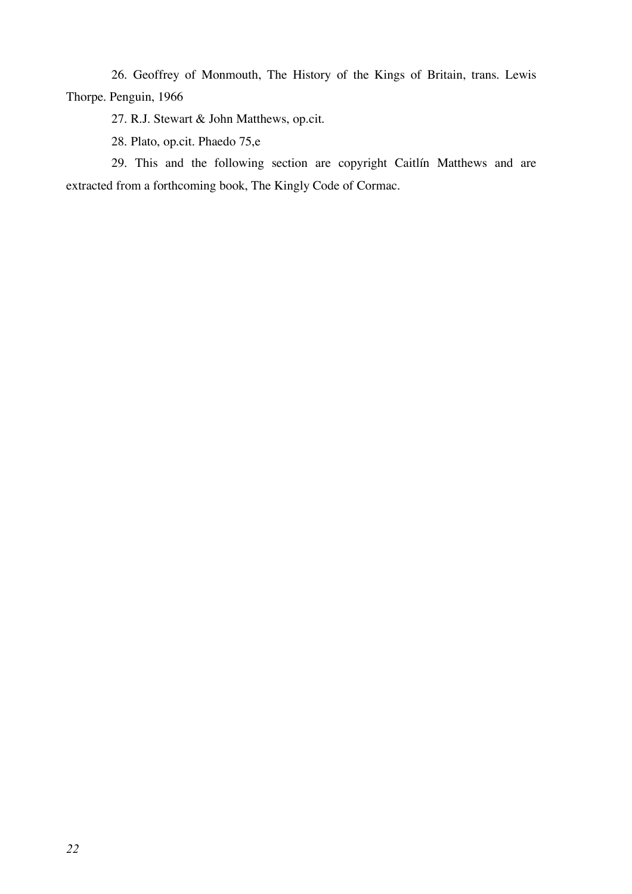26. Geoffrey of Monmouth, The History of the Kings of Britain, trans. Lewis Thorpe. Penguin, 1966

27. R.J. Stewart & John Matthews, op.cit.

28. Plato, op.cit. Phaedo 75,e

29. This and the following section are copyright Caitlín Matthews and are extracted from a forthcoming book, The Kingly Code of Cormac.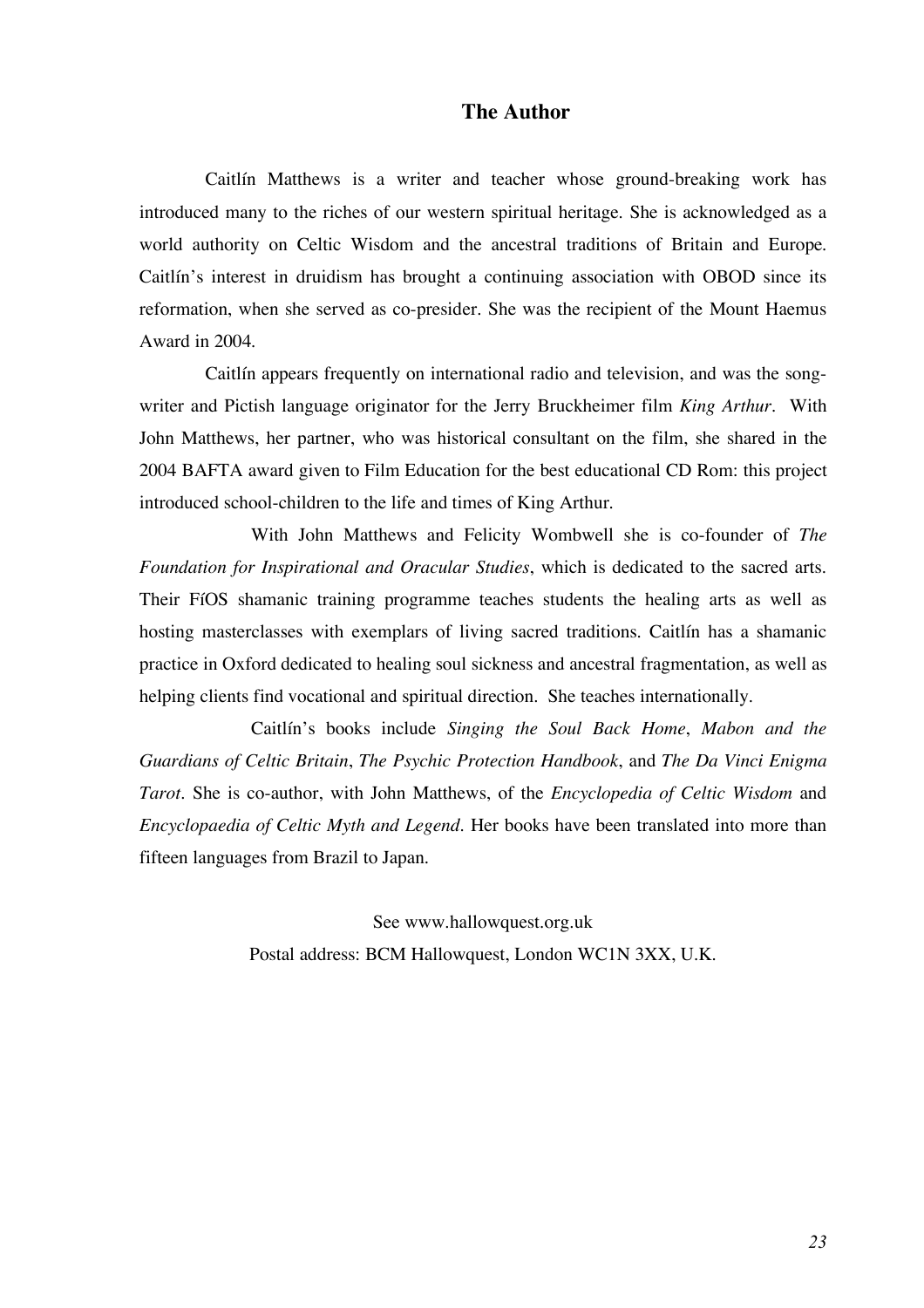## The Author

Caitlín Matthews is a writer and teacher whose ground-breaking work has introduced many to the riches of our western spiritual heritage. She is acknowledged as a world authority on Celtic Wisdom and the ancestral traditions of Britain and Europe. Caitlín's interest in druidism has brought a continuing association with OBOD since its reformation, when she served as co-presider. She was the recipient of the Mount Haemus Award in 2004.

Caitlín appears frequently on international radio and television, and was the song-writer and Pictish language originator for the Jerry Bruckheimer film *King Arthur*. With John Matthews, her partner, who was historical consultant on the film, she shared in the 2004 BAFTA award given to Film Education for the best educational CD Rom: this project introduced school-children to the life and times of King Arthur.

With John Matthews and Felicity Wombwell she is co-founder of *The Foundation for Inspirational and Oracular Studies*, which is dedicated to the sacred arts. Their FíOS shamanic training programme teaches students the healing arts as well as hosting masterclasses with exemplars of living sacred traditions. Caitlín has a shamanic practice in Oxford dedicated to healing soul sickness and ancestral fragmentation, as well as helping clients find vocational and spiritual direction. She teaches internationally.

Caitlín's books include *Singing the Soul Back Home*, *Mabon and the Guardians of Celtic Britain*, *The Psychic Protection Handbook*, and *The Da Vinci Enigma Tarot*. She is co-author, with John Matthews, of the *Encyclopedia of Celtic Wisdom* and *Encyclopaedia of Celtic Myth and Legend*. Her books have been translated into more than fifteen languages from Brazil to Japan.

See www.hallowquest.org.uk

Postal address: BCM Hallowquest, London WC1N 3XX, U.K.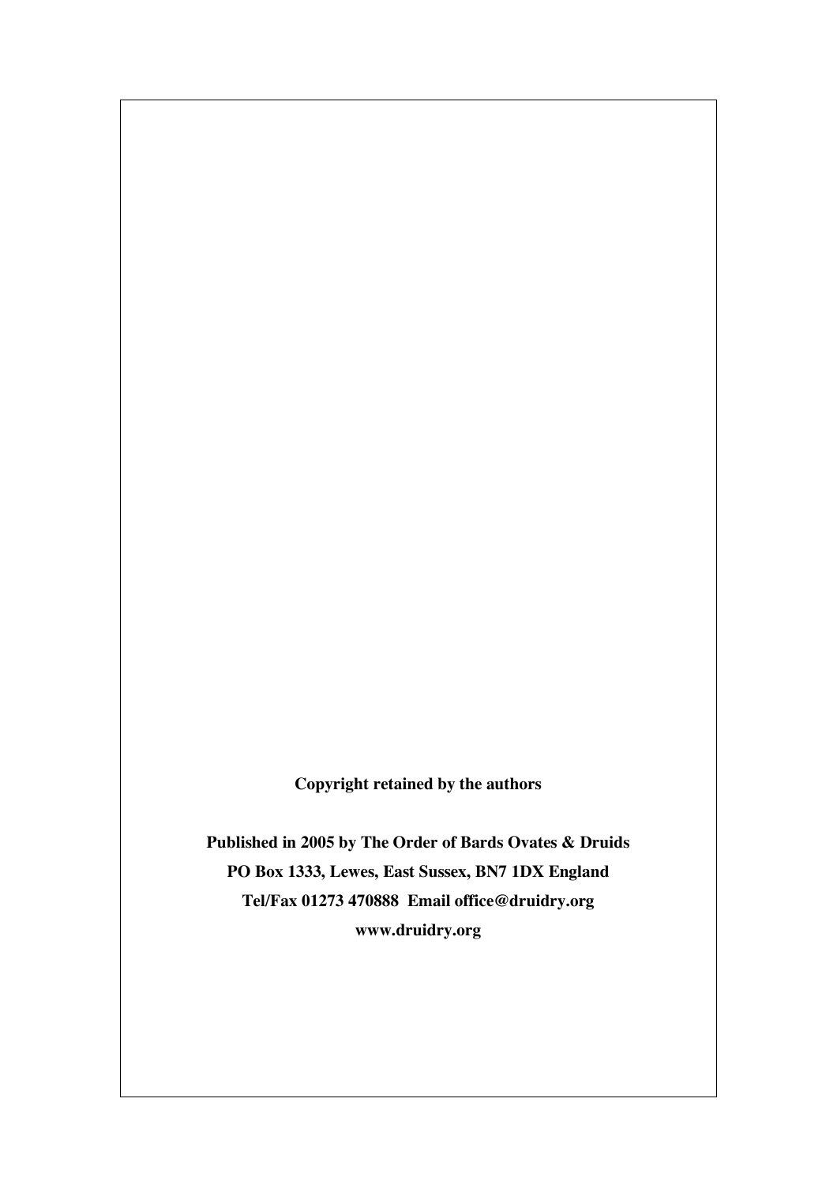**Copyright retained by the authors**

**Published in 2005 by The Order of Bards Ovates & Druids**

**PO Box 1333, Lewes, East Sussex, BN7 1DX England**

**Tel/Fax 01273 470888 Email office@druidry.org**

**www.druidry.org**